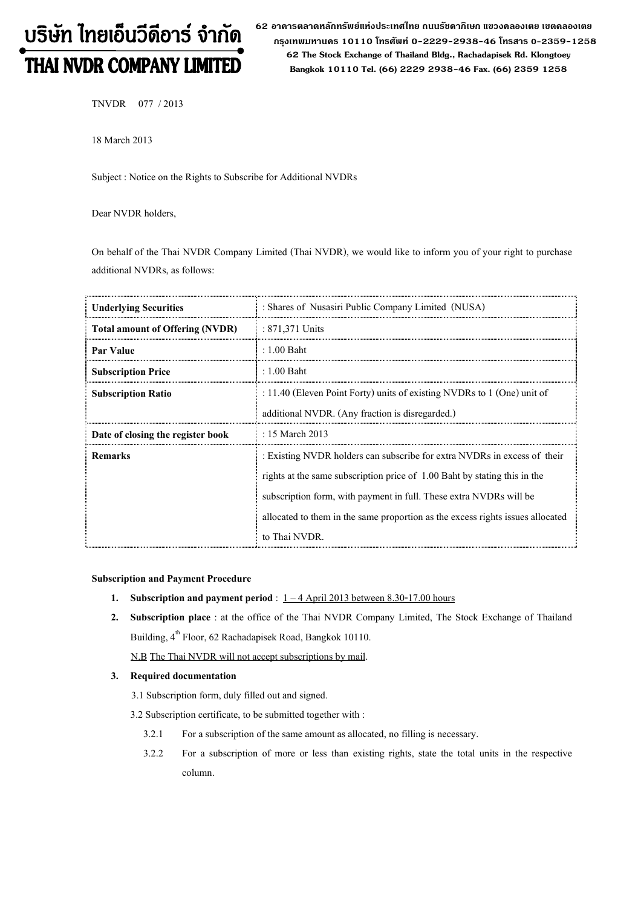# บริษัท ไทยเอ็นวีดีอาร์ จำกัด
# THAI NVDR COMPANY LIMITED

62 อาคารตลาดหลักทรัพย์แห่งประเทศไทย ถนนรัชดาภิเษก แขวงคลองเตย เขตคลองเตย กรุงเทพมหานคร 10110 โทรศัพท์ 0-2229-2938-46 โทรสาร 0-2359-1258
62 The Stock Exchange of Thailand Bldg., Rachadapisek Rd. Klongtoey Bangkok 10110 Tel. (66) 2229 2938-46 Fax. (66) 2359 1258

TNVDR 077 / 2013

18 March 2013

Subject : Notice on the Rights to Subscribe for Additional NVDRs

Dear NVDR holders,

On behalf of the Thai NVDR Company Limited (Thai NVDR), we would like to inform you of your right to purchase additional NVDRs, as follows:

| **Underlying Securities** | : Shares of Nusasiri Public Company Limited (NUSA) |
|---|---|
| **Total amount of Offering (NVDR)** | : 871,371 Units |
| **Par Value** | : 1.00 Baht |
| **Subscription Price** | : 1.00 Baht |
| **Subscription Ratio** | : 11.40 (Eleven Point Forty) units of existing NVDRs to 1 (One) unit of additional NVDR. (Any fraction is disregarded.) |
| **Date of closing the register book** | : 15 March 2013 |
| **Remarks** | : Existing NVDR holders can subscribe for extra NVDRs in excess of their rights at the same subscription price of 1.00 Baht by stating this in the subscription form, with payment in full. These extra NVDRs will be allocated to them in the same proportion as the excess rights issues allocated to Thai NVDR. |

**Subscription and Payment Procedure**

1. **Subscription and payment period** : 1 – 4 April 2013 between 8.30-17.00 hours
2. **Subscription place** : at the office of the Thai NVDR Company Limited, The Stock Exchange of Thailand Building, 4th Floor, 62 Rachadapisek Road, Bangkok 10110.

   N.B The Thai NVDR will not accept subscriptions by mail.
3. **Required documentation**

   3.1 Subscription form, duly filled out and signed.

   3.2 Subscription certificate, to be submitted together with :

   3.2.1 For a subscription of the same amount as allocated, no filling is necessary.

   3.2.2 For a subscription of more or less than existing rights, state the total units in the respective column.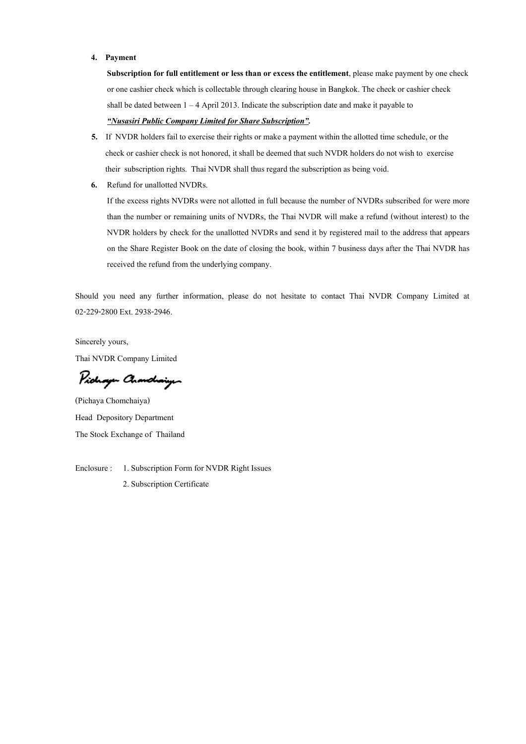4. **Payment**

   **Subscription for full entitlement or less than or excess the entitlement**, please make payment by one check or one cashier check which is collectable through clearing house in Bangkok. The check or cashier check shall be dated between 1 – 4 April 2013. Indicate the subscription date and make it payable to ***"Nusasiri Public Company Limited for Share Subscription".***

5. If NVDR holders fail to exercise their rights or make a payment within the allotted time schedule, or the check or cashier check is not honored, it shall be deemed that such NVDR holders do not wish to exercise their subscription rights. Thai NVDR shall thus regard the subscription as being void.

6. Refund for unallotted NVDRs.

   If the excess rights NVDRs were not allotted in full because the number of NVDRs subscribed for were more than the number or remaining units of NVDRs, the Thai NVDR will make a refund (without interest) to the NVDR holders by check for the unallotted NVDRs and send it by registered mail to the address that appears on the Share Register Book on the date of closing the book, within 7 business days after the Thai NVDR has received the refund from the underlying company.

Should you need any further information, please do not hesitate to contact Thai NVDR Company Limited at 02-229-2800 Ext. 2938-2946.

Sincerely yours,

Thai NVDR Company Limited

Pichaya Chomchaiya

(Pichaya Chomchaiya)

Head Depository Department

The Stock Exchange of Thailand

Enclosure : 1. Subscription Form for NVDR Right Issues

2. Subscription Certificate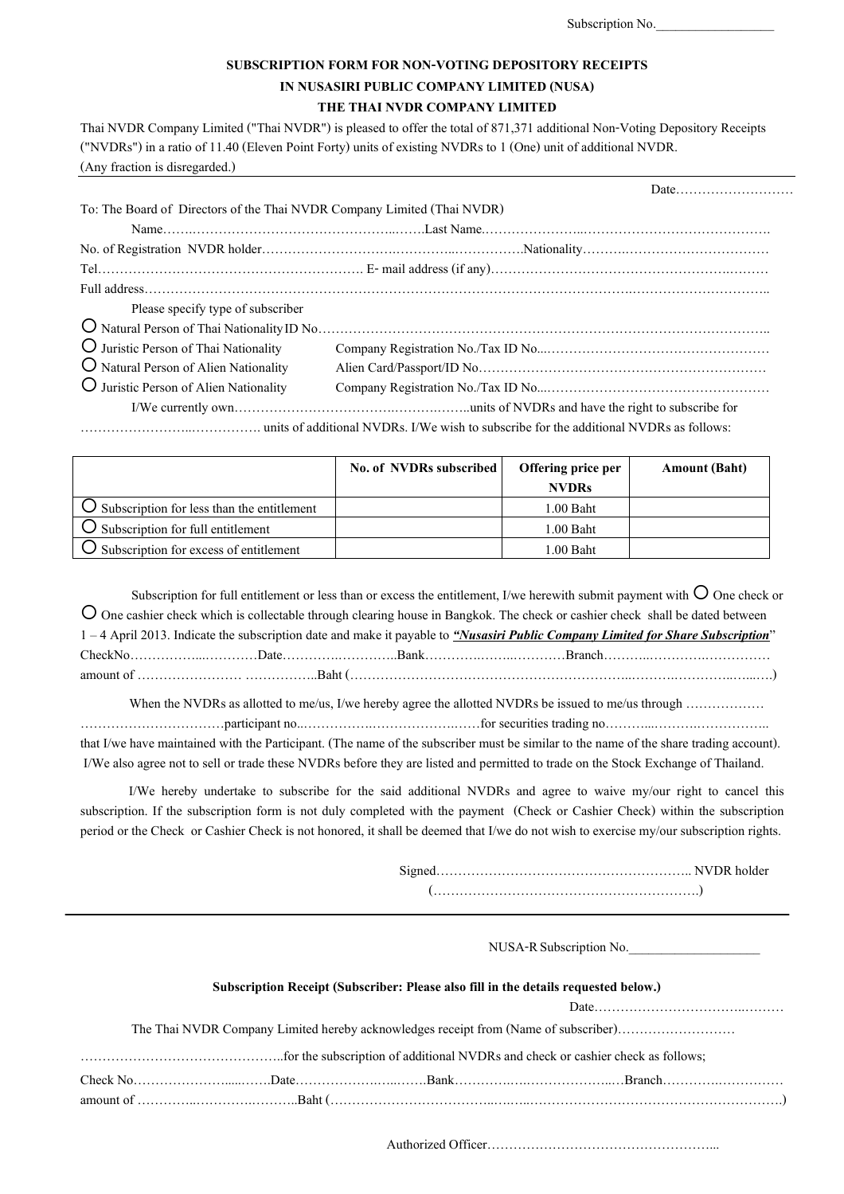Subscription No.__________________

**SUBSCRIPTION FORM FOR NON-VOTING DEPOSITORY RECEIPTS**
**IN NUSASIRI PUBLIC COMPANY LIMITED (NUSA)**
**THE THAI NVDR COMPANY LIMITED**

Thai NVDR Company Limited ("Thai NVDR") is pleased to offer the total of 871,371 additional Non-Voting Depository Receipts ("NVDRs") in a ratio of 11.40 (Eleven Point Forty) units of existing NVDRs to 1 (One) unit of additional NVDR. (Any fraction is disregarded.)

Date………………………

To: The Board of Directors of the Thai NVDR Company Limited (Thai NVDR)

Name………………………………………………..…….Last Name……………………..…………………………………….

No. of Registration NVDR holder……………………….……………..…………….Nationality……….…………………………

Tel…………………………………………………. E- mail address (if any)…………………………………………………..………

Full address……………………………………………………………………………………….………………………………..

Please specify type of subscriber

○ Natural Person of Thai Nationality ID No……………………………………………………………………………………..

○ Juristic Person of Thai Nationality Company Registration No./Tax ID No...……………………………………………

○ Natural Person of Alien Nationality Alien Card/Passport/ID No……………………………………………………….……

○ Juristic Person of Alien Nationality Company Registration No./Tax ID No...……………………………………………

I/We currently own……………………………….……….……..units of NVDRs and have the right to subscribe for ……………………..……………. units of additional NVDRs. I/We wish to subscribe for the additional NVDRs as follows:

| | No. of NVDRs subscribed | Offering price per NVDRs | Amount (Baht) |
|---|---|---|---|
| ○ Subscription for less than the entitlement | | 1.00 Baht | |
| ○ Subscription for full entitlement | | 1.00 Baht | |
| ○ Subscription for excess of entitlement | | 1.00 Baht | |

Subscription for full entitlement or less than or excess the entitlement, I/we herewith submit payment with ○ One check or ○ One cashier check which is collectable through clearing house in Bangkok. The check or cashier check shall be dated between 1 – 4 April 2013. Indicate the subscription date and make it payable to ***"Nusasiri Public Company Limited for Share Subscription"***

CheckNo……………...…………Date…………..…………..Bank…………..……..…………Branch………..…………..……………

amount of …………………… ……………..Baht (……………………………………………………...………..…………..…...…..)

When the NVDRs as allotted to me/us, I/we hereby agree the allotted NVDRs be issued to me/us through ……………… ……………………………participant no..…………….…………………..……for securities trading no………...……….……………..

that I/we have maintained with the Participant. (The name of the subscriber must be similar to the name of the share trading account). I/We also agree not to sell or trade these NVDRs before they are listed and permitted to trade on the Stock Exchange of Thailand.

I/We hereby undertake to subscribe for the said additional NVDRs and agree to waive my/our right to cancel this subscription. If the subscription form is not duly completed with the payment (Check or Cashier Check) within the subscription period or the Check or Cashier Check is not honored, it shall be deemed that I/we do not wish to exercise my/our subscription rights.

Signed………………………………………………….. NVDR holder

(…………………………………………………….)

---

NUSA-R Subscription No.____________________

**Subscription Receipt (Subscriber: Please also fill in the details requested below.)**

Date……………………………..………

The Thai NVDR Company Limited hereby acknowledges receipt from (Name of subscriber)………………………

………………………………………..for the subscription of additional NVDRs and check or cashier check as follows;

Check No…………………......…….Date………………….…..…….Bank…………….…………………..…Branch………….……………

amount of …………..…………..………..Baht (……………………………..…..…………………………………………………….)

Authorized Officer……………………………………………...